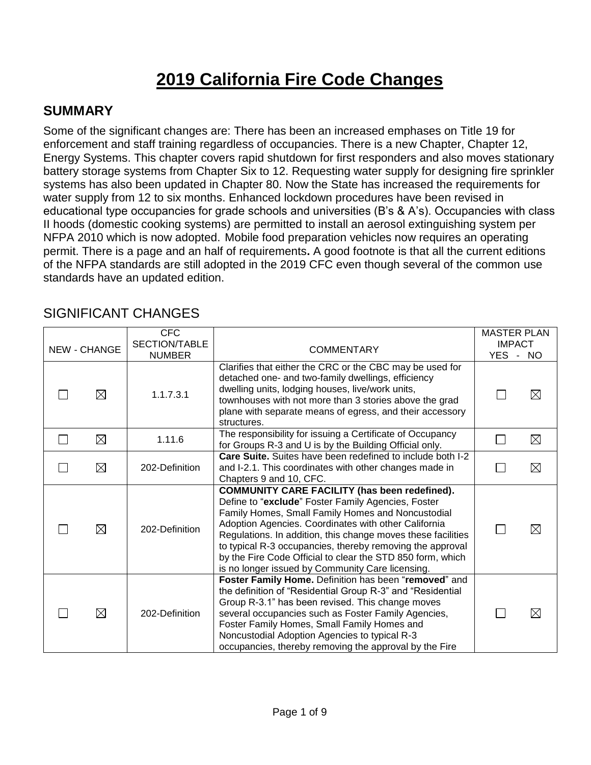# 2019 California Fire Code Changes

## SUMMARY

Some of the significant changes are: There has been an increased emphases on Title 19 for enforcement and staff training regardless of occupancies. There is a new Chapter, Chapter 12, Energy Systems. This chapter covers rapid shutdown for first responders and also moves stationary battery storage systems from Chapter Six to 12. Requesting water supply for designing fire sprinkler systems has also been updated in Chapter 80. Now the State has increased the requirements for water supply from 12 to six months. Enhanced lockdown procedures have been revised in educational type occupancies for grade schools and universities (B's & A's). Occupancies with class II hoods (domestic cooking systems) are permitted to install an aerosol extinguishing system per NFPA 2010 which is now adopted. Mobile food preparation vehicles now requires an operating permit. There is a page and an half of requirements**.** A good footnote is that all the current editions of the NFPA standards are still adopted in the 2019 CFC even though several of the common use standards have an updated edition.

## SIGNIFICANT CHANGES

| NEW | CHANGE | CFC SECTION/TABLE NUMBER | COMMENTARY | MASTER PLAN IMPACT YES | NO |
|---|---|---|---|---|---|
| ☐ | ☒ | 1.1.7.3.1 | Clarifies that either the CRC or the CBC may be used for detached one- and two-family dwellings, efficiency dwelling units, lodging houses, live/work units, townhouses with not more than 3 stories above the grad plane with separate means of egress, and their accessory structures. | ☐ | ☒ |
| ☐ | ☒ | 1.11.6 | The responsibility for issuing a Certificate of Occupancy for Groups R-3 and U is by the Building Official only. | ☐ | ☒ |
| ☐ | ☒ | 202-Definition | **Care Suite.** Suites have been redefined to include both I-2 and I-2.1. This coordinates with other changes made in Chapters 9 and 10, CFC. | ☐ | ☒ |
| ☐ | ☒ | 202-Definition | **COMMUNITY CARE FACILITY (has been redefined).** Define to "**exclude**" Foster Family Agencies, Foster Family Homes, Small Family Homes and Noncustodial Adoption Agencies. Coordinates with other California Regulations. In addition, this change moves these facilities to typical R-3 occupancies, thereby removing the approval by the Fire Code Official to clear the STD 850 form, which is no longer issued by Community Care licensing. | ☐ | ☒ |
| ☐ | ☒ | 202-Definition | **Foster Family Home.** Definition has been "**removed**" and the definition of "Residential Group R-3" and "Residential Group R-3.1" has been revised. This change moves several occupancies such as Foster Family Agencies, Foster Family Homes, Small Family Homes and Noncustodial Adoption Agencies to typical R-3 occupancies, thereby removing the approval by the Fire | ☐ | ☒ |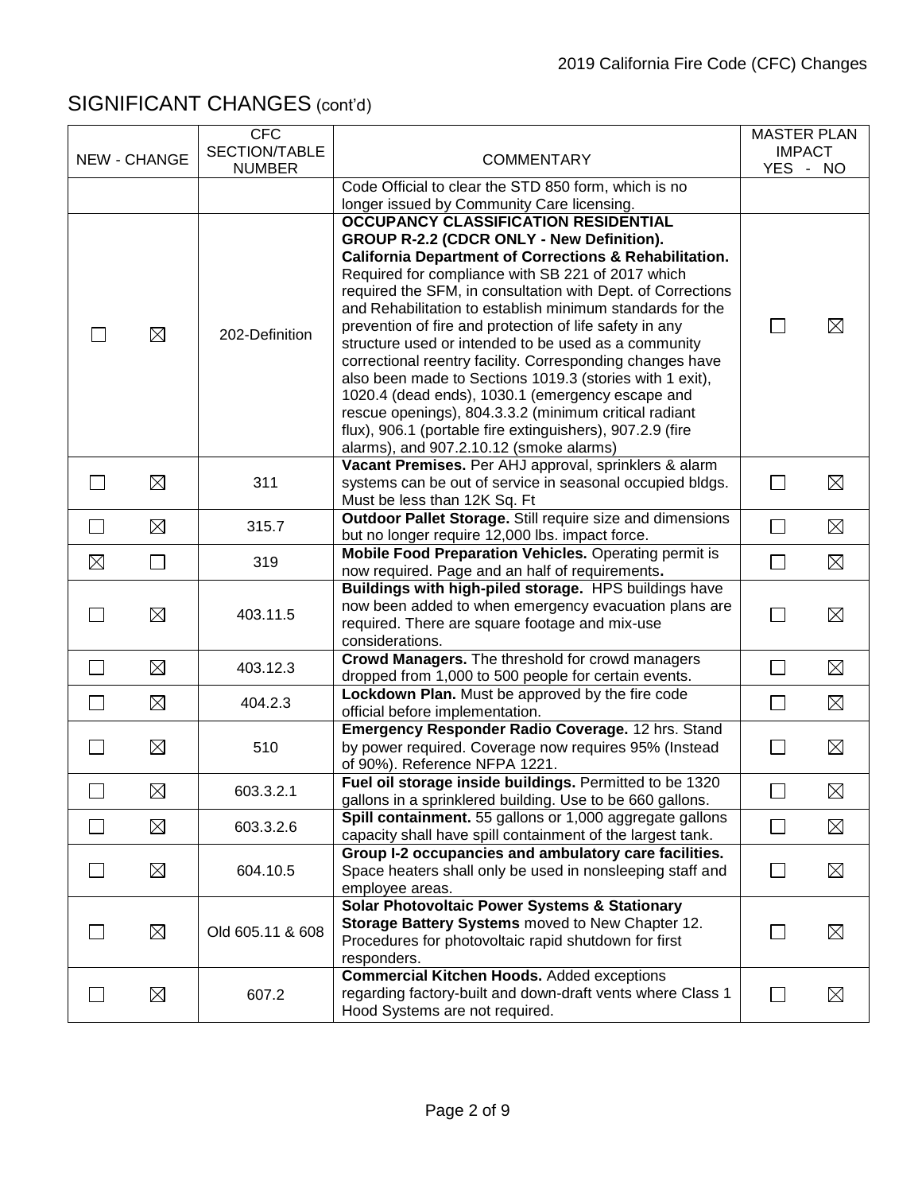## SIGNIFICANT CHANGES (cont'd)

| NEW | CHANGE | CFC SECTION/TABLE NUMBER | COMMENTARY | MASTER PLAN IMPACT YES | NO |
|---|---|---|---|---|---|
| | | | Code Official to clear the STD 850 form, which is no longer issued by Community Care licensing. | | |
| ☐ | ☒ | 202-Definition | **OCCUPANCY CLASSIFICATION RESIDENTIAL GROUP R-2.2 (CDCR ONLY - New Definition). California Department of Corrections & Rehabilitation.** Required for compliance with SB 221 of 2017 which required the SFM, in consultation with Dept. of Corrections and Rehabilitation to establish minimum standards for the prevention of fire and protection of life safety in any structure used or intended to be used as a community correctional reentry facility. Corresponding changes have also been made to Sections 1019.3 (stories with 1 exit), 1020.4 (dead ends), 1030.1 (emergency escape and rescue openings), 804.3.3.2 (minimum critical radiant flux), 906.1 (portable fire extinguishers), 907.2.9 (fire alarms), and 907.2.10.12 (smoke alarms) | ☐ | ☒ |
| ☐ | ☒ | 311 | **Vacant Premises.** Per AHJ approval, sprinklers & alarm systems can be out of service in seasonal occupied bldgs. Must be less than 12K Sq. Ft | ☐ | ☒ |
| ☐ | ☒ | 315.7 | **Outdoor Pallet Storage.** Still require size and dimensions but no longer require 12,000 lbs. impact force. | ☐ | ☒ |
| ☒ | ☐ | 319 | **Mobile Food Preparation Vehicles.** Operating permit is now required. Page and an half of requirements**.** | ☐ | ☒ |
| ☐ | ☒ | 403.11.5 | **Buildings with high-piled storage.** HPS buildings have now been added to when emergency evacuation plans are required. There are square footage and mix-use considerations. | ☐ | ☒ |
| ☐ | ☒ | 403.12.3 | **Crowd Managers.** The threshold for crowd managers dropped from 1,000 to 500 people for certain events. | ☐ | ☒ |
| ☐ | ☒ | 404.2.3 | **Lockdown Plan.** Must be approved by the fire code official before implementation. | ☐ | ☒ |
| ☐ | ☒ | 510 | **Emergency Responder Radio Coverage.** 12 hrs. Stand by power required. Coverage now requires 95% (Instead of 90%). Reference NFPA 1221. | ☐ | ☒ |
| ☐ | ☒ | 603.3.2.1 | **Fuel oil storage inside buildings.** Permitted to be 1320 gallons in a sprinklered building. Use to be 660 gallons. | ☐ | ☒ |
| ☐ | ☒ | 603.3.2.6 | **Spill containment.** 55 gallons or 1,000 aggregate gallons capacity shall have spill containment of the largest tank. | ☐ | ☒ |
| ☐ | ☒ | 604.10.5 | **Group I-2 occupancies and ambulatory care facilities.** Space heaters shall only be used in nonsleeping staff and employee areas. | ☐ | ☒ |
| ☐ | ☒ | Old 605.11 & 608 | **Solar Photovoltaic Power Systems & Stationary Storage Battery Systems** moved to New Chapter 12. Procedures for photovoltaic rapid shutdown for first responders. | ☐ | ☒ |
| ☐ | ☒ | 607.2 | **Commercial Kitchen Hoods.** Added exceptions regarding factory-built and down-draft vents where Class 1 Hood Systems are not required. | ☐ | ☒ |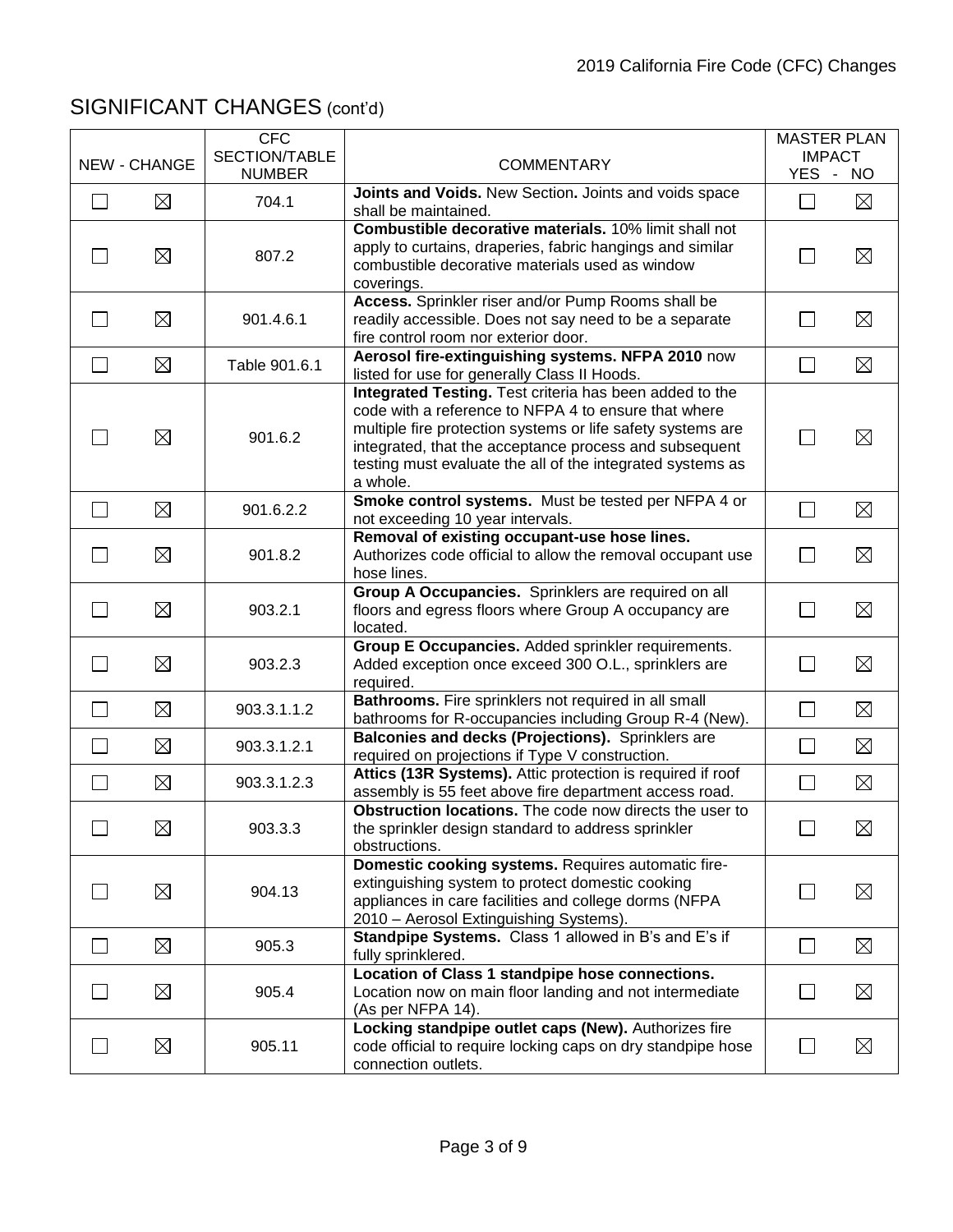## SIGNIFICANT CHANGES (cont'd)

| NEW | CHANGE | CFC SECTION/TABLE NUMBER | COMMENTARY | MASTER PLAN IMPACT YES | NO |
|---|---|---|---|---|---|
| ☐ | ☒ | 704.1 | **Joints and Voids.** New Section**.** Joints and voids space shall be maintained. | ☐ | ☒ |
| ☐ | ☒ | 807.2 | **Combustible decorative materials.** 10% limit shall not apply to curtains, draperies, fabric hangings and similar combustible decorative materials used as window coverings. | ☐ | ☒ |
| ☐ | ☒ | 901.4.6.1 | **Access.** Sprinkler riser and/or Pump Rooms shall be readily accessible. Does not say need to be a separate fire control room nor exterior door. | ☐ | ☒ |
| ☐ | ☒ | Table 901.6.1 | **Aerosol fire-extinguishing systems. NFPA 2010** now listed for use for generally Class II Hoods. | ☐ | ☒ |
| ☐ | ☒ | 901.6.2 | **Integrated Testing.** Test criteria has been added to the code with a reference to NFPA 4 to ensure that where multiple fire protection systems or life safety systems are integrated, that the acceptance process and subsequent testing must evaluate the all of the integrated systems as a whole. | ☐ | ☒ |
| ☐ | ☒ | 901.6.2.2 | **Smoke control systems.** Must be tested per NFPA 4 or not exceeding 10 year intervals. | ☐ | ☒ |
| ☐ | ☒ | 901.8.2 | **Removal of existing occupant-use hose lines.** Authorizes code official to allow the removal occupant use hose lines. | ☐ | ☒ |
| ☐ | ☒ | 903.2.1 | **Group A Occupancies.** Sprinklers are required on all floors and egress floors where Group A occupancy are located. | ☐ | ☒ |
| ☐ | ☒ | 903.2.3 | **Group E Occupancies.** Added sprinkler requirements. Added exception once exceed 300 O.L., sprinklers are required. | ☐ | ☒ |
| ☐ | ☒ | 903.3.1.1.2 | **Bathrooms.** Fire sprinklers not required in all small bathrooms for R-occupancies including Group R-4 (New). | ☐ | ☒ |
| ☐ | ☒ | 903.3.1.2.1 | **Balconies and decks (Projections).** Sprinklers are required on projections if Type V construction. | ☐ | ☒ |
| ☐ | ☒ | 903.3.1.2.3 | **Attics (13R Systems).** Attic protection is required if roof assembly is 55 feet above fire department access road. | ☐ | ☒ |
| ☐ | ☒ | 903.3.3 | **Obstruction locations.** The code now directs the user to the sprinkler design standard to address sprinkler obstructions. | ☐ | ☒ |
| ☐ | ☒ | 904.13 | **Domestic cooking systems.** Requires automatic fire-extinguishing system to protect domestic cooking appliances in care facilities and college dorms (NFPA 2010 – Aerosol Extinguishing Systems). | ☐ | ☒ |
| ☐ | ☒ | 905.3 | **Standpipe Systems.** Class 1 allowed in B's and E's if fully sprinklered. | ☐ | ☒ |
| ☐ | ☒ | 905.4 | **Location of Class 1 standpipe hose connections.** Location now on main floor landing and not intermediate (As per NFPA 14). | ☐ | ☒ |
| ☐ | ☒ | 905.11 | **Locking standpipe outlet caps (New).** Authorizes fire code official to require locking caps on dry standpipe hose connection outlets. | ☐ | ☒ |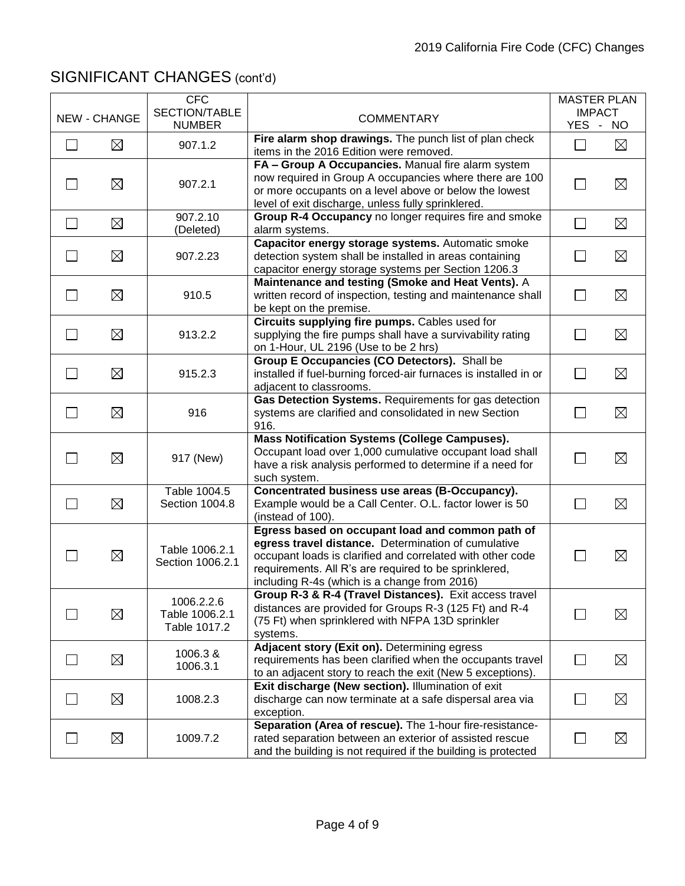## SIGNIFICANT CHANGES (cont'd)

| NEW | CHANGE | CFC SECTION/TABLE NUMBER | COMMENTARY | MASTER PLAN IMPACT YES | NO |
|---|---|---|---|---|---|
| ☐ | ☒ | 907.1.2 | **Fire alarm shop drawings.** The punch list of plan check items in the 2016 Edition were removed. | ☐ | ☒ |
| ☐ | ☒ | 907.2.1 | **FA – Group A Occupancies.** Manual fire alarm system now required in Group A occupancies where there are 100 or more occupants on a level above or below the lowest level of exit discharge, unless fully sprinklered. | ☐ | ☒ |
| ☐ | ☒ | 907.2.10 (Deleted) | **Group R-4 Occupancy** no longer requires fire and smoke alarm systems. | ☐ | ☒ |
| ☐ | ☒ | 907.2.23 | **Capacitor energy storage systems.** Automatic smoke detection system shall be installed in areas containing capacitor energy storage systems per Section 1206.3 | ☐ | ☒ |
| ☐ | ☒ | 910.5 | **Maintenance and testing (Smoke and Heat Vents).** A written record of inspection, testing and maintenance shall be kept on the premise. | ☐ | ☒ |
| ☐ | ☒ | 913.2.2 | **Circuits supplying fire pumps.** Cables used for supplying the fire pumps shall have a survivability rating on 1-Hour, UL 2196 (Use to be 2 hrs) | ☐ | ☒ |
| ☐ | ☒ | 915.2.3 | **Group E Occupancies (CO Detectors).** Shall be installed if fuel-burning forced-air furnaces is installed in or adjacent to classrooms. | ☐ | ☒ |
| ☐ | ☒ | 916 | **Gas Detection Systems.** Requirements for gas detection systems are clarified and consolidated in new Section 916. | ☐ | ☒ |
| ☐ | ☒ | 917 (New) | **Mass Notification Systems (College Campuses).** Occupant load over 1,000 cumulative occupant load shall have a risk analysis performed to determine if a need for such system. | ☐ | ☒ |
| ☐ | ☒ | Table 1004.5 Section 1004.8 | **Concentrated business use areas (B-Occupancy).** Example would be a Call Center. O.L. factor lower is 50 (instead of 100). | ☐ | ☒ |
| ☐ | ☒ | Table 1006.2.1 Section 1006.2.1 | **Egress based on occupant load and common path of egress travel distance.** Determination of cumulative occupant loads is clarified and correlated with other code requirements. All R's are required to be sprinklered, including R-4s (which is a change from 2016) | ☐ | ☒ |
| ☐ | ☒ | 1006.2.2.6 Table 1006.2.1 Table 1017.2 | **Group R-3 & R-4 (Travel Distances).** Exit access travel distances are provided for Groups R-3 (125 Ft) and R-4 (75 Ft) when sprinklered with NFPA 13D sprinkler systems. | ☐ | ☒ |
| ☐ | ☒ | 1006.3 & 1006.3.1 | **Adjacent story (Exit on).** Determining egress requirements has been clarified when the occupants travel to an adjacent story to reach the exit (New 5 exceptions). | ☐ | ☒ |
| ☐ | ☒ | 1008.2.3 | **Exit discharge (New section).** Illumination of exit discharge can now terminate at a safe dispersal area via exception. | ☐ | ☒ |
| ☐ | ☒ | 1009.7.2 | **Separation (Area of rescue).** The 1-hour fire-resistance-rated separation between an exterior of assisted rescue and the building is not required if the building is protected | ☐ | ☒ |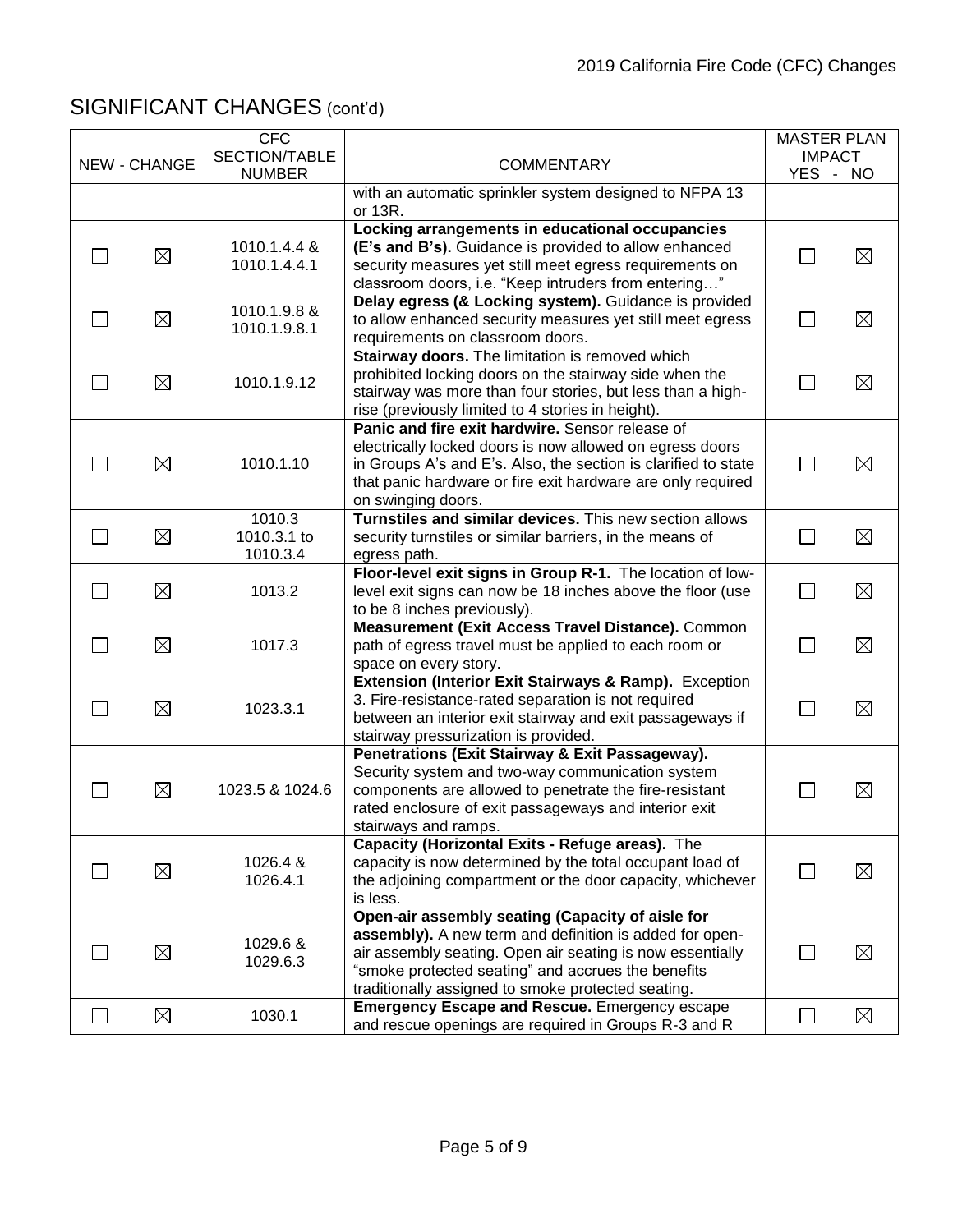## SIGNIFICANT CHANGES (cont'd)

| NEW | CHANGE | CFC SECTION/TABLE NUMBER | COMMENTARY | MASTER PLAN IMPACT YES | NO |
|---|---|---|---|---|---|
| | | | with an automatic sprinkler system designed to NFPA 13 or 13R. | | |
| ☐ | ☒ | 1010.1.4.4 & 1010.1.4.4.1 | **Locking arrangements in educational occupancies (E's and B's).** Guidance is provided to allow enhanced security measures yet still meet egress requirements on classroom doors, i.e. "Keep intruders from entering…" | ☐ | ☒ |
| ☐ | ☒ | 1010.1.9.8 & 1010.1.9.8.1 | **Delay egress (& Locking system).** Guidance is provided to allow enhanced security measures yet still meet egress requirements on classroom doors. | ☐ | ☒ |
| ☐ | ☒ | 1010.1.9.12 | **Stairway doors.** The limitation is removed which prohibited locking doors on the stairway side when the stairway was more than four stories, but less than a high-rise (previously limited to 4 stories in height). | ☐ | ☒ |
| ☐ | ☒ | 1010.1.10 | **Panic and fire exit hardwire.** Sensor release of electrically locked doors is now allowed on egress doors in Groups A's and E's. Also, the section is clarified to state that panic hardware or fire exit hardware are only required on swinging doors. | ☐ | ☒ |
| ☐ | ☒ | 1010.3 1010.3.1 to 1010.3.4 | **Turnstiles and similar devices.** This new section allows security turnstiles or similar barriers, in the means of egress path. | ☐ | ☒ |
| ☐ | ☒ | 1013.2 | **Floor-level exit signs in Group R-1.** The location of low-level exit signs can now be 18 inches above the floor (use to be 8 inches previously). | ☐ | ☒ |
| ☐ | ☒ | 1017.3 | **Measurement (Exit Access Travel Distance).** Common path of egress travel must be applied to each room or space on every story. | ☐ | ☒ |
| ☐ | ☒ | 1023.3.1 | **Extension (Interior Exit Stairways & Ramp).** Exception 3. Fire-resistance-rated separation is not required between an interior exit stairway and exit passageways if stairway pressurization is provided. | ☐ | ☒ |
| ☐ | ☒ | 1023.5 & 1024.6 | **Penetrations (Exit Stairway & Exit Passageway).** Security system and two-way communication system components are allowed to penetrate the fire-resistant rated enclosure of exit passageways and interior exit stairways and ramps. | ☐ | ☒ |
| ☐ | ☒ | 1026.4 & 1026.4.1 | **Capacity (Horizontal Exits - Refuge areas).** The capacity is now determined by the total occupant load of the adjoining compartment or the door capacity, whichever is less. | ☐ | ☒ |
| ☐ | ☒ | 1029.6 & 1029.6.3 | **Open-air assembly seating (Capacity of aisle for assembly).** A new term and definition is added for open-air assembly seating. Open air seating is now essentially "smoke protected seating" and accrues the benefits traditionally assigned to smoke protected seating. | ☐ | ☒ |
| ☐ | ☒ | 1030.1 | **Emergency Escape and Rescue.** Emergency escape and rescue openings are required in Groups R-3 and R | ☐ | ☒ |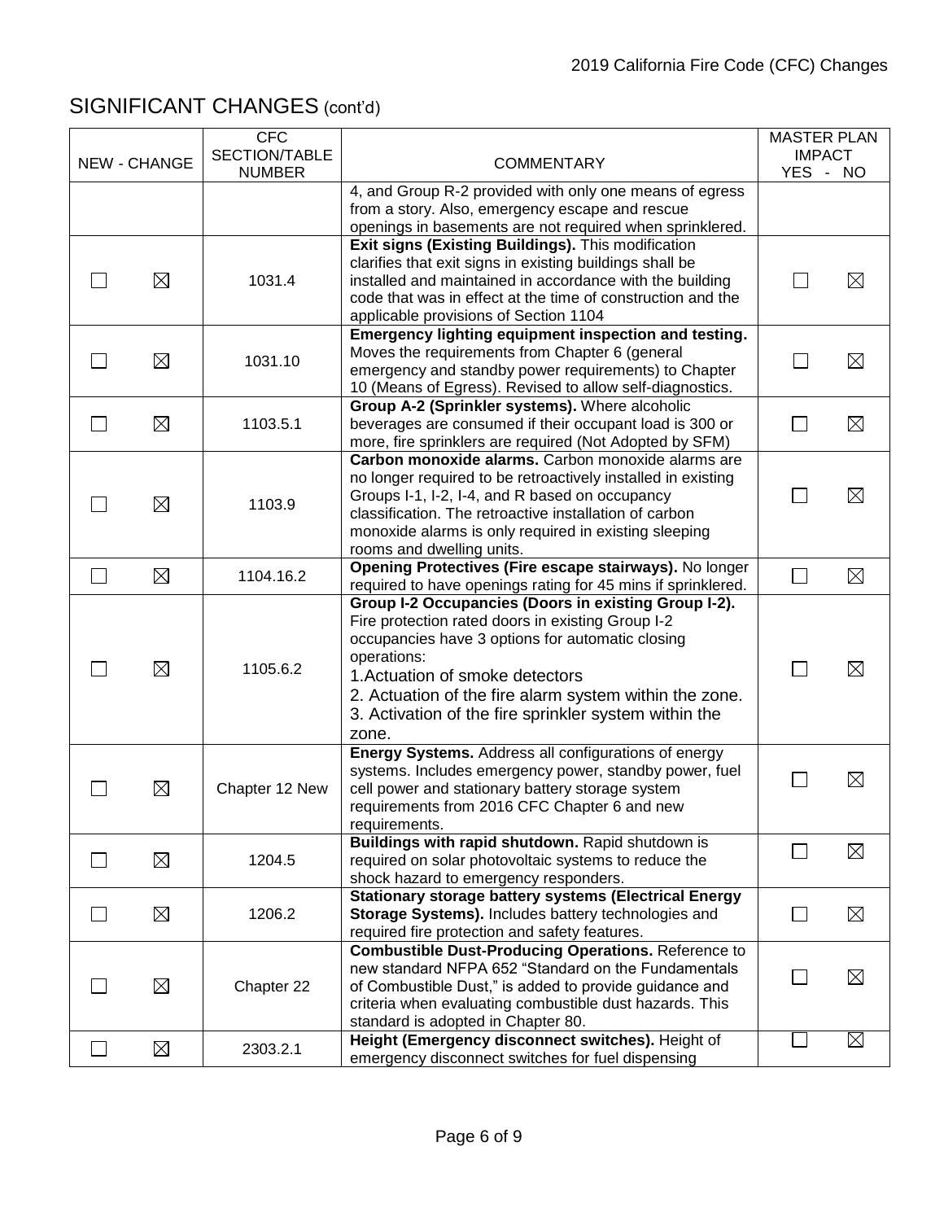## SIGNIFICANT CHANGES (cont'd)

| NEW | CHANGE | CFC SECTION/TABLE NUMBER | COMMENTARY | MASTER PLAN IMPACT YES | NO |
|---|---|---|---|---|---|
| | | | 4, and Group R-2 provided with only one means of egress from a story. Also, emergency escape and rescue openings in basements are not required when sprinklered. | | |
| ☐ | ☒ | 1031.4 | **Exit signs (Existing Buildings).** This modification clarifies that exit signs in existing buildings shall be installed and maintained in accordance with the building code that was in effect at the time of construction and the applicable provisions of Section 1104 | ☐ | ☒ |
| ☐ | ☒ | 1031.10 | **Emergency lighting equipment inspection and testing.** Moves the requirements from Chapter 6 (general emergency and standby power requirements) to Chapter 10 (Means of Egress). Revised to allow self-diagnostics. | ☐ | ☒ |
| ☐ | ☒ | 1103.5.1 | **Group A-2 (Sprinkler systems).** Where alcoholic beverages are consumed if their occupant load is 300 or more, fire sprinklers are required (Not Adopted by SFM) | ☐ | ☒ |
| ☐ | ☒ | 1103.9 | **Carbon monoxide alarms.** Carbon monoxide alarms are no longer required to be retroactively installed in existing Groups I-1, I-2, I-4, and R based on occupancy classification. The retroactive installation of carbon monoxide alarms is only required in existing sleeping rooms and dwelling units. | ☐ | ☒ |
| ☐ | ☒ | 1104.16.2 | **Opening Protectives (Fire escape stairways).** No longer required to have openings rating for 45 mins if sprinklered. | ☐ | ☒ |
| ☐ | ☒ | 1105.6.2 | **Group I-2 Occupancies (Doors in existing Group I-2).** Fire protection rated doors in existing Group I-2 occupancies have 3 options for automatic closing operations:<br>1.Actuation of smoke detectors<br>2. Actuation of the fire alarm system within the zone.<br>3. Activation of the fire sprinkler system within the zone. | ☐ | ☒ |
| ☐ | ☒ | Chapter 12 New | **Energy Systems.** Address all configurations of energy systems. Includes emergency power, standby power, fuel cell power and stationary battery storage system requirements from 2016 CFC Chapter 6 and new requirements. | ☐ | ☒ |
| ☐ | ☒ | 1204.5 | **Buildings with rapid shutdown.** Rapid shutdown is required on solar photovoltaic systems to reduce the shock hazard to emergency responders. | ☐ | ☒ |
| ☐ | ☒ | 1206.2 | **Stationary storage battery systems (Electrical Energy Storage Systems).** Includes battery technologies and required fire protection and safety features. | ☐ | ☒ |
| ☐ | ☒ | Chapter 22 | **Combustible Dust-Producing Operations.** Reference to new standard NFPA 652 "Standard on the Fundamentals of Combustible Dust," is added to provide guidance and criteria when evaluating combustible dust hazards. This standard is adopted in Chapter 80. | ☐ | ☒ |
| ☐ | ☒ | 2303.2.1 | **Height (Emergency disconnect switches).** Height of emergency disconnect switches for fuel dispensing | ☐ | ☒ |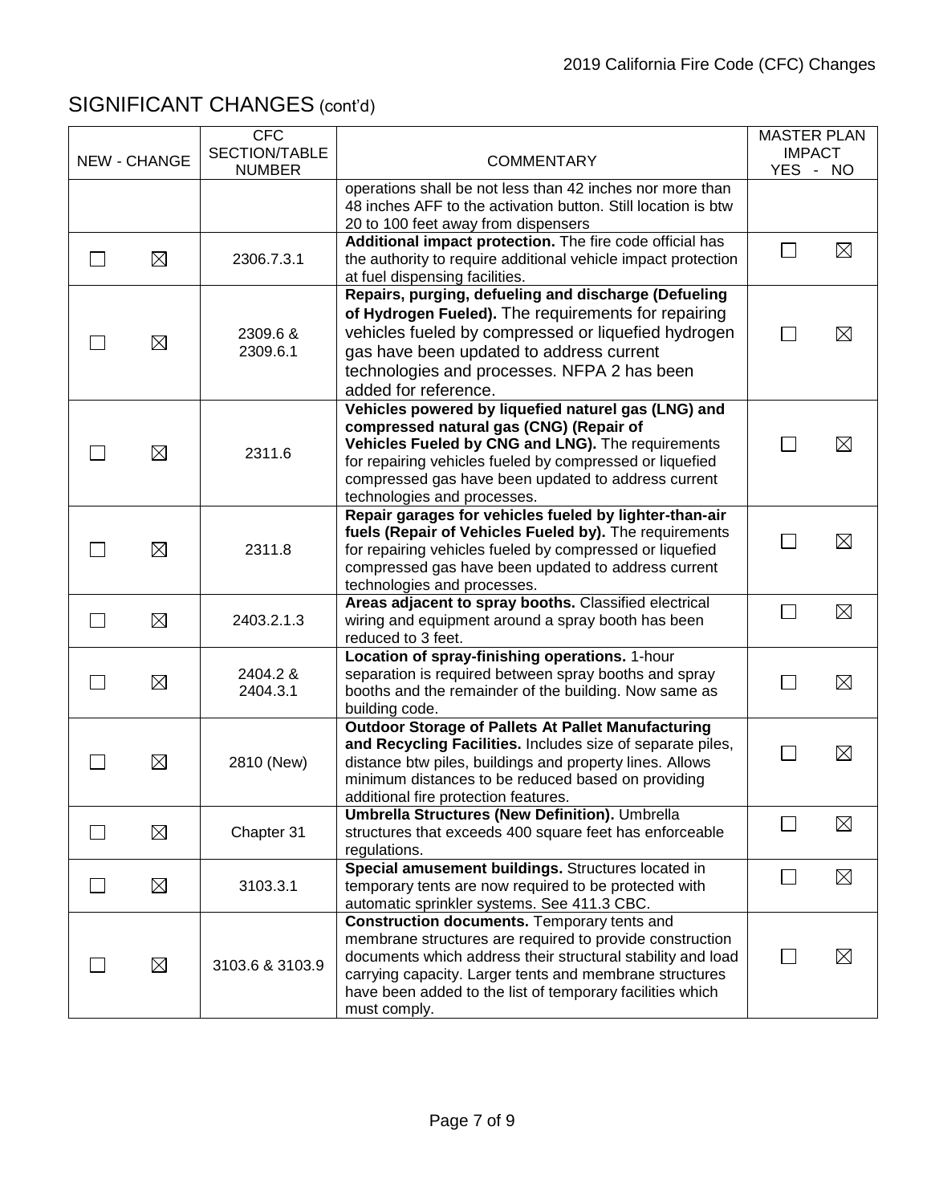## SIGNIFICANT CHANGES (cont'd)

| NEW | CHANGE | CFC SECTION/TABLE NUMBER | COMMENTARY | MASTER PLAN IMPACT YES | NO |
|---|---|---|---|---|---|
| | | | operations shall be not less than 42 inches nor more than 48 inches AFF to the activation button. Still location is btw 20 to 100 feet away from dispensers | | |
| ☐ | ☒ | 2306.7.3.1 | **Additional impact protection.** The fire code official has the authority to require additional vehicle impact protection at fuel dispensing facilities. | ☐ | ☒ |
| ☐ | ☒ | 2309.6 & 2309.6.1 | **Repairs, purging, defueling and discharge (Defueling of Hydrogen Fueled).** The requirements for repairing vehicles fueled by compressed or liquefied hydrogen gas have been updated to address current technologies and processes. NFPA 2 has been added for reference. | ☐ | ☒ |
| ☐ | ☒ | 2311.6 | **Vehicles powered by liquefied naturel gas (LNG) and compressed natural gas (CNG) (Repair of Vehicles Fueled by CNG and LNG).** The requirements for repairing vehicles fueled by compressed or liquefied compressed gas have been updated to address current technologies and processes. | ☐ | ☒ |
| ☐ | ☒ | 2311.8 | **Repair garages for vehicles fueled by lighter-than-air fuels (Repair of Vehicles Fueled by).** The requirements for repairing vehicles fueled by compressed or liquefied compressed gas have been updated to address current technologies and processes. | ☐ | ☒ |
| ☐ | ☒ | 2403.2.1.3 | **Areas adjacent to spray booths.** Classified electrical wiring and equipment around a spray booth has been reduced to 3 feet. | ☐ | ☒ |
| ☐ | ☒ | 2404.2 & 2404.3.1 | **Location of spray-finishing operations.** 1-hour separation is required between spray booths and spray booths and the remainder of the building. Now same as building code. | ☐ | ☒ |
| ☐ | ☒ | 2810 (New) | **Outdoor Storage of Pallets At Pallet Manufacturing and Recycling Facilities.** Includes size of separate piles, distance btw piles, buildings and property lines. Allows minimum distances to be reduced based on providing additional fire protection features. | ☐ | ☒ |
| ☐ | ☒ | Chapter 31 | **Umbrella Structures (New Definition).** Umbrella structures that exceeds 400 square feet has enforceable regulations. | ☐ | ☒ |
| ☐ | ☒ | 3103.3.1 | **Special amusement buildings.** Structures located in temporary tents are now required to be protected with automatic sprinkler systems. See 411.3 CBC. | ☐ | ☒ |
| ☐ | ☒ | 3103.6 & 3103.9 | **Construction documents.** Temporary tents and membrane structures are required to provide construction documents which address their structural stability and load carrying capacity. Larger tents and membrane structures have been added to the list of temporary facilities which must comply. | ☐ | ☒ |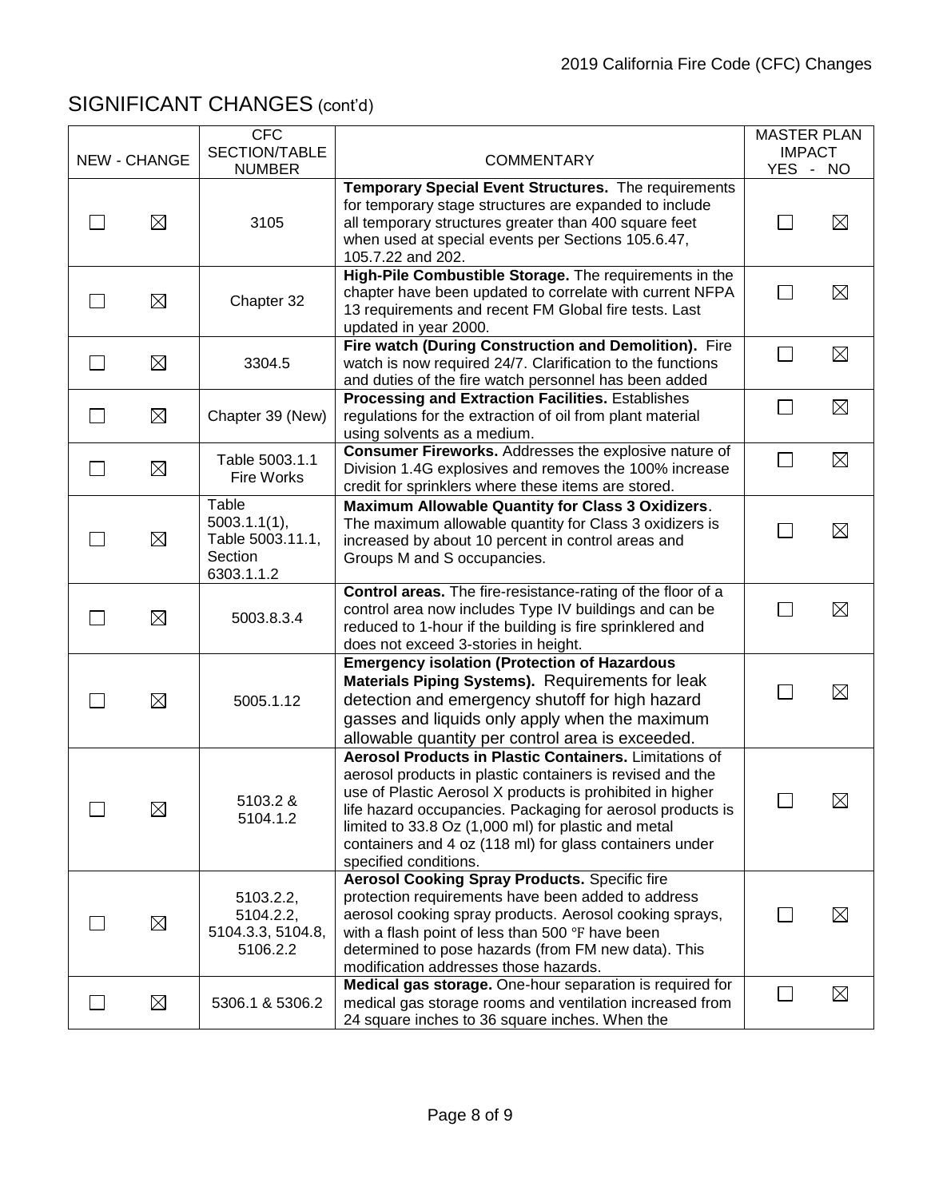## SIGNIFICANT CHANGES (cont'd)

| NEW | CHANGE | CFC SECTION/TABLE NUMBER | COMMENTARY | MASTER PLAN IMPACT YES | NO |
|---|---|---|---|---|---|
| ☐ | ☒ | 3105 | **Temporary Special Event Structures.** The requirements for temporary stage structures are expanded to include all temporary structures greater than 400 square feet when used at special events per Sections 105.6.47, 105.7.22 and 202. | ☐ | ☒ |
| ☐ | ☒ | Chapter 32 | **High-Pile Combustible Storage.** The requirements in the chapter have been updated to correlate with current NFPA 13 requirements and recent FM Global fire tests. Last updated in year 2000. | ☐ | ☒ |
| ☐ | ☒ | 3304.5 | **Fire watch (During Construction and Demolition).** Fire watch is now required 24/7. Clarification to the functions and duties of the fire watch personnel has been added | ☐ | ☒ |
| ☐ | ☒ | Chapter 39 (New) | **Processing and Extraction Facilities.** Establishes regulations for the extraction of oil from plant material using solvents as a medium. | ☐ | ☒ |
| ☐ | ☒ | Table 5003.1.1 Fire Works | **Consumer Fireworks.** Addresses the explosive nature of Division 1.4G explosives and removes the 100% increase credit for sprinklers where these items are stored. | ☐ | ☒ |
| ☐ | ☒ | Table 5003.1.1(1), Table 5003.11.1, Section 6303.1.1.2 | **Maximum Allowable Quantity for Class 3 Oxidizers**. The maximum allowable quantity for Class 3 oxidizers is increased by about 10 percent in control areas and Groups M and S occupancies. | ☐ | ☒ |
| ☐ | ☒ | 5003.8.3.4 | **Control areas.** The fire-resistance-rating of the floor of a control area now includes Type IV buildings and can be reduced to 1-hour if the building is fire sprinklered and does not exceed 3-stories in height. | ☐ | ☒ |
| ☐ | ☒ | 5005.1.12 | **Emergency isolation (Protection of Hazardous Materials Piping Systems).** Requirements for leak detection and emergency shutoff for high hazard gasses and liquids only apply when the maximum allowable quantity per control area is exceeded. | ☐ | ☒ |
| ☐ | ☒ | 5103.2 & 5104.1.2 | **Aerosol Products in Plastic Containers.** Limitations of aerosol products in plastic containers is revised and the use of Plastic Aerosol X products is prohibited in higher life hazard occupancies. Packaging for aerosol products is limited to 33.8 Oz (1,000 ml) for plastic and metal containers and 4 oz (118 ml) for glass containers under specified conditions. | ☐ | ☒ |
| ☐ | ☒ | 5103.2.2, 5104.2.2, 5104.3.3, 5104.8, 5106.2.2 | **Aerosol Cooking Spray Products.** Specific fire protection requirements have been added to address aerosol cooking spray products. Aerosol cooking sprays, with a flash point of less than 500 °F have been determined to pose hazards (from FM new data). This modification addresses those hazards. | ☐ | ☒ |
| ☐ | ☒ | 5306.1 & 5306.2 | **Medical gas storage.** One-hour separation is required for medical gas storage rooms and ventilation increased from 24 square inches to 36 square inches. When the | ☐ | ☒ |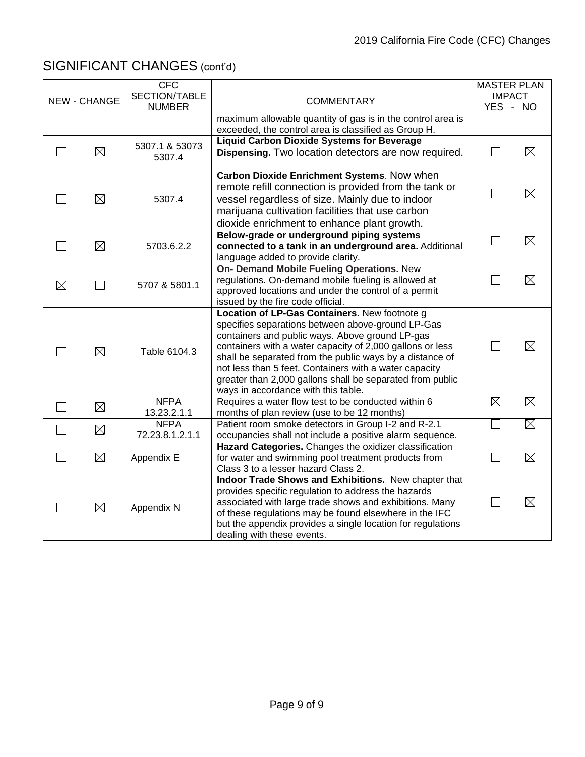## SIGNIFICANT CHANGES (cont'd)

| NEW | CHANGE | CFC SECTION/TABLE NUMBER | COMMENTARY | MASTER PLAN IMPACT YES | NO |
|---|---|---|---|---|---|
| | | | maximum allowable quantity of gas is in the control area is exceeded, the control area is classified as Group H. | | |
| ☐ | ☒ | 5307.1 & 53073 5307.4 | **Liquid Carbon Dioxide Systems for Beverage Dispensing.** Two location detectors are now required. | ☐ | ☒ |
| ☐ | ☒ | 5307.4 | **Carbon Dioxide Enrichment Systems**. Now when remote refill connection is provided from the tank or vessel regardless of size. Mainly due to indoor marijuana cultivation facilities that use carbon dioxide enrichment to enhance plant growth. | ☐ | ☒ |
| ☐ | ☒ | 5703.6.2.2 | **Below-grade or underground piping systems connected to a tank in an underground area.** Additional language added to provide clarity. | ☐ | ☒ |
| ☒ | ☐ | 5707 & 5801.1 | **On- Demand Mobile Fueling Operations.** New regulations. On-demand mobile fueling is allowed at approved locations and under the control of a permit issued by the fire code official. | ☐ | ☒ |
| ☐ | ☒ | Table 6104.3 | **Location of LP-Gas Containers**. New footnote g specifies separations between above-ground LP-Gas containers and public ways. Above ground LP-gas containers with a water capacity of 2,000 gallons or less shall be separated from the public ways by a distance of not less than 5 feet. Containers with a water capacity greater than 2,000 gallons shall be separated from public ways in accordance with this table. | ☐ | ☒ |
| ☐ | ☒ | NFPA 13.23.2.1.1 | Requires a water flow test to be conducted within 6 months of plan review (use to be 12 months) | ☒ | ☒ |
| ☐ | ☒ | NFPA 72.23.8.1.2.1.1 | Patient room smoke detectors in Group I-2 and R-2.1 occupancies shall not include a positive alarm sequence. | ☐ | ☒ |
| ☐ | ☒ | Appendix E | **Hazard Categories.** Changes the oxidizer classification for water and swimming pool treatment products from Class 3 to a lesser hazard Class 2. | ☐ | ☒ |
| ☐ | ☒ | Appendix N | **Indoor Trade Shows and Exhibitions.** New chapter that provides specific regulation to address the hazards associated with large trade shows and exhibitions. Many of these regulations may be found elsewhere in the IFC but the appendix provides a single location for regulations dealing with these events. | ☐ | ☒ |